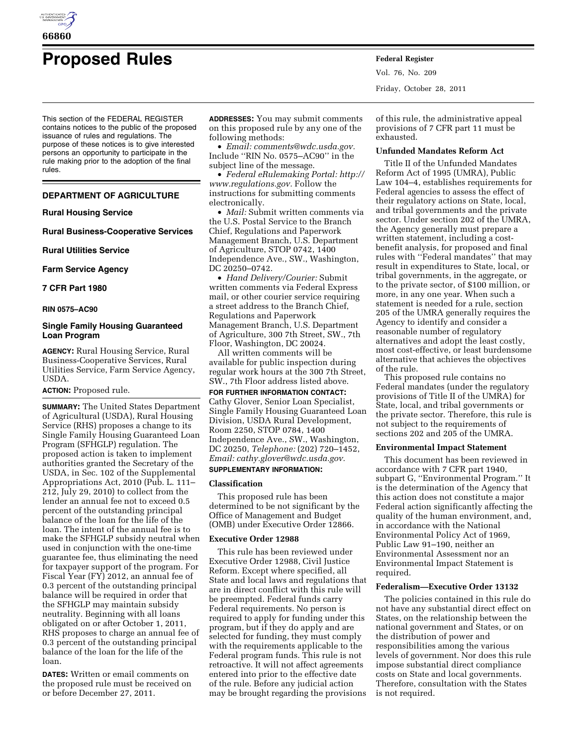# Proposed Rules

This section of the FEDERAL REGISTER contains notices to the public of the proposed issuance of rules and regulations. The purpose of these notices is to give interested persons an opportunity to participate in the rule making prior to the adoption of the final rules.

## DEPARTMENT OF AGRICULTURE

**Rural Housing Service**

**Rural Business-Cooperative Services**

**Rural Utilities Service**

**Farm Service Agency**

**7 CFR Part 1980**

**RIN 0575–AC90**

### Single Family Housing Guaranteed Loan Program

**AGENCY:** Rural Housing Service, Rural Business-Cooperative Services, Rural Utilities Service, Farm Service Agency, USDA.

**ACTION:** Proposed rule.

**SUMMARY:** The United States Department of Agricultural (USDA), Rural Housing Service (RHS) proposes a change to its Single Family Housing Guaranteed Loan Program (SFHGLP) regulation. The proposed action is taken to implement authorities granted the Secretary of the USDA, in Sec. 102 of the Supplemental Appropriations Act, 2010 (Pub. L. 111–212, July 29, 2010) to collect from the lender an annual fee not to exceed 0.5 percent of the outstanding principal balance of the loan for the life of the loan. The intent of the annual fee is to make the SFHGLP subsidy neutral when used in conjunction with the one-time guarantee fee, thus eliminating the need for taxpayer support of the program. For Fiscal Year (FY) 2012, an annual fee of 0.3 percent of the outstanding principal balance will be required in order that the SFHGLP may maintain subsidy neutrality. Beginning with all loans obligated on or after October 1, 2011, RHS proposes to charge an annual fee of 0.3 percent of the outstanding principal balance of the loan for the life of the loan.

**DATES:** Written or email comments on the proposed rule must be received on or before December 27, 2011.

**ADDRESSES:** You may submit comments on this proposed rule by any one of the following methods:

- *Email: comments@wdc.usda.gov.* Include ''RIN No. 0575–AC90'' in the subject line of the message.
- *Federal eRulemaking Portal: http://www.regulations.gov.* Follow the instructions for submitting comments electronically.
- *Mail:* Submit written comments via the U.S. Postal Service to the Branch Chief, Regulations and Paperwork Management Branch, U.S. Department of Agriculture, STOP 0742, 1400 Independence Ave., SW., Washington, DC 20250–0742.
- *Hand Delivery/Courier:* Submit written comments via Federal Express mail, or other courier service requiring a street address to the Branch Chief, Regulations and Paperwork Management Branch, U.S. Department of Agriculture, 300 7th Street, SW., 7th Floor, Washington, DC 20024.

All written comments will be available for public inspection during regular work hours at the 300 7th Street, SW., 7th Floor address listed above.

**FOR FURTHER INFORMATION CONTACT:** Cathy Glover, Senior Loan Specialist, Single Family Housing Guaranteed Loan Division, USDA Rural Development, Room 2250, STOP 0784, 1400 Independence Ave., SW., Washington, DC 20250, *Telephone:* (202) 720–1452, *Email: cathy.glover@wdc.usda.gov.*

**SUPPLEMENTARY INFORMATION:**

#### Classification

This proposed rule has been determined to be not significant by the Office of Management and Budget (OMB) under Executive Order 12866.

#### Executive Order 12988

This rule has been reviewed under Executive Order 12988, Civil Justice Reform. Except where specified, all State and local laws and regulations that are in direct conflict with this rule will be preempted. Federal funds carry Federal requirements. No person is required to apply for funding under this program, but if they do apply and are selected for funding, they must comply with the requirements applicable to the Federal program funds. This rule is not retroactive. It will not affect agreements entered into prior to the effective date of the rule. Before any judicial action may be brought regarding the provisions of this rule, the administrative appeal provisions of 7 CFR part 11 must be exhausted.

#### Unfunded Mandates Reform Act

Title II of the Unfunded Mandates Reform Act of 1995 (UMRA), Public Law 104–4, establishes requirements for Federal agencies to assess the effect of their regulatory actions on State, local, and tribal governments and the private sector. Under section 202 of the UMRA, the Agency generally must prepare a written statement, including a cost-benefit analysis, for proposed and final rules with ''Federal mandates'' that may result in expenditures to State, local, or tribal governments, in the aggregate, or to the private sector, of $100 million, or more, in any one year. When such a statement is needed for a rule, section 205 of the UMRA generally requires the Agency to identify and consider a reasonable number of regulatory alternatives and adopt the least costly, most cost-effective, or least burdensome alternative that achieves the objectives of the rule.

This proposed rule contains no Federal mandates (under the regulatory provisions of Title II of the UMRA) for State, local, and tribal governments or the private sector. Therefore, this rule is not subject to the requirements of sections 202 and 205 of the UMRA.

#### Environmental Impact Statement

This document has been reviewed in accordance with 7 CFR part 1940, subpart G, ''Environmental Program.'' It is the determination of the Agency that this action does not constitute a major Federal action significantly affecting the quality of the human environment, and, in accordance with the National Environmental Policy Act of 1969, Public Law 91–190, neither an Environmental Assessment nor an Environmental Impact Statement is required.

#### Federalism—Executive Order 13132

The policies contained in this rule do not have any substantial direct effect on States, on the relationship between the national government and States, or on the distribution of power and responsibilities among the various levels of government. Nor does this rule impose substantial direct compliance costs on State and local governments. Therefore, consultation with the States is not required.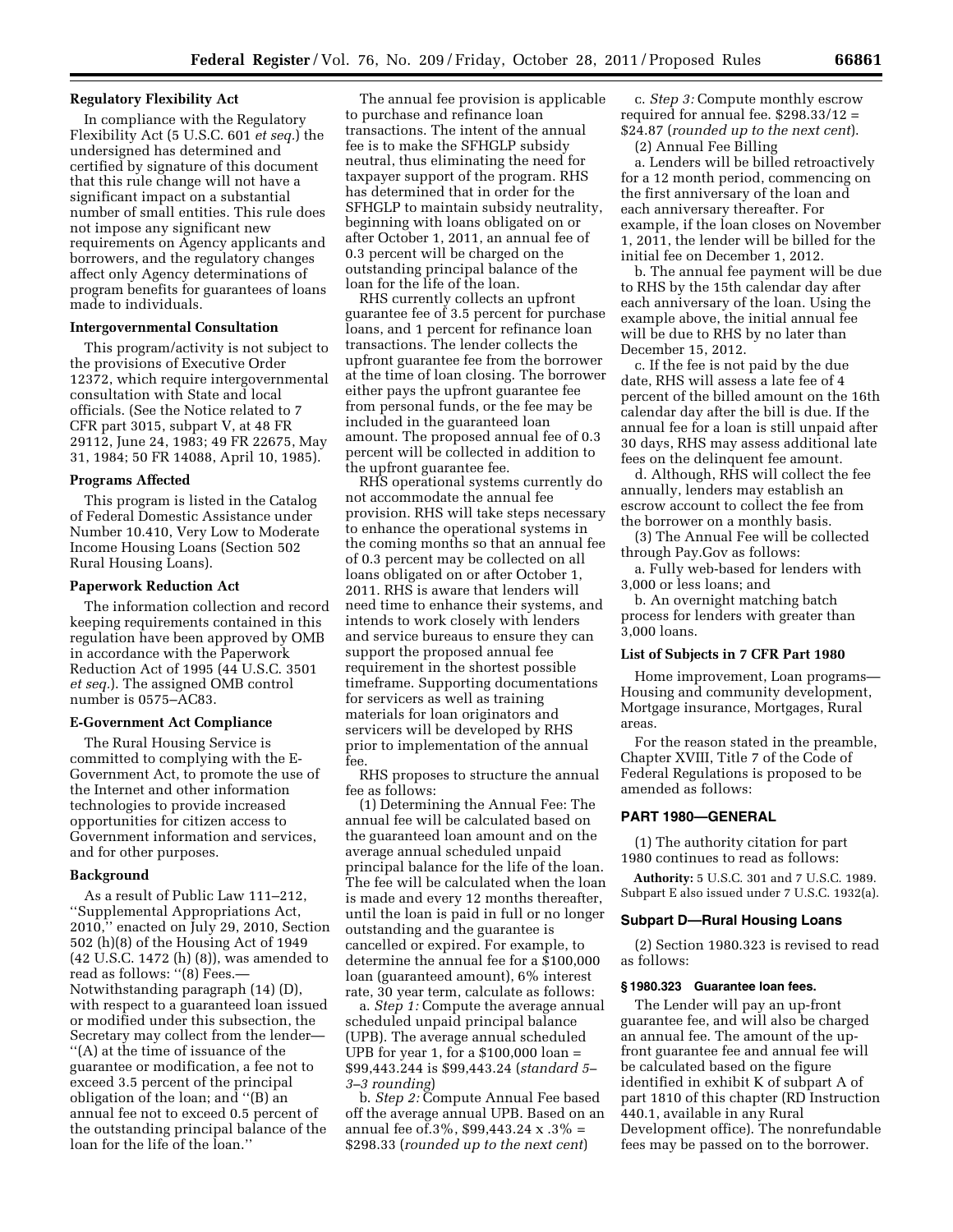## Regulatory Flexibility Act

In compliance with the Regulatory Flexibility Act (5 U.S.C. 601 *et seq.*) the undersigned has determined and certified by signature of this document that this rule change will not have a significant impact on a substantial number of small entities. This rule does not impose any significant new requirements on Agency applicants and borrowers, and the regulatory changes affect only Agency determinations of program benefits for guarantees of loans made to individuals.

## Intergovernmental Consultation

This program/activity is not subject to the provisions of Executive Order 12372, which require intergovernmental consultation with State and local officials. (See the Notice related to 7 CFR part 3015, subpart V, at 48 FR 29112, June 24, 1983; 49 FR 22675, May 31, 1984; 50 FR 14088, April 10, 1985).

## Programs Affected

This program is listed in the Catalog of Federal Domestic Assistance under Number 10.410, Very Low to Moderate Income Housing Loans (Section 502 Rural Housing Loans).

## Paperwork Reduction Act

The information collection and record keeping requirements contained in this regulation have been approved by OMB in accordance with the Paperwork Reduction Act of 1995 (44 U.S.C. 3501 *et seq.*). The assigned OMB control number is 0575–AC83.

## E-Government Act Compliance

The Rural Housing Service is committed to complying with the E-Government Act, to promote the use of the Internet and other information technologies to provide increased opportunities for citizen access to Government information and services, and for other purposes.

## Background

As a result of Public Law 111–212, ''Supplemental Appropriations Act, 2010,'' enacted on July 29, 2010, Section 502 (h)(8) of the Housing Act of 1949 (42 U.S.C. 1472 (h) (8)), was amended to read as follows: ''(8) Fees.—Notwithstanding paragraph (14) (D), with respect to a guaranteed loan issued or modified under this subsection, the Secretary may collect from the lender—''(A) at the time of issuance of the guarantee or modification, a fee not to exceed 3.5 percent of the principal obligation of the loan; and ''(B) an annual fee not to exceed 0.5 percent of the outstanding principal balance of the loan for the life of the loan.''

The annual fee provision is applicable to purchase and refinance loan transactions. The intent of the annual fee is to make the SFHGLP subsidy neutral, thus eliminating the need for taxpayer support of the program. RHS has determined that in order for the SFHGLP to maintain subsidy neutrality, beginning with loans obligated on or after October 1, 2011, an annual fee of 0.3 percent will be charged on the outstanding principal balance of the loan for the life of the loan.

RHS currently collects an upfront guarantee fee of 3.5 percent for purchase loans, and 1 percent for refinance loan transactions. The lender collects the upfront guarantee fee from the borrower at the time of loan closing. The borrower either pays the upfront guarantee fee from personal funds, or the fee may be included in the guaranteed loan amount. The proposed annual fee of 0.3 percent will be collected in addition to the upfront guarantee fee.

RHS operational systems currently do not accommodate the annual fee provision. RHS will take steps necessary to enhance the operational systems in the coming months so that an annual fee of 0.3 percent may be collected on all loans obligated on or after October 1, 2011. RHS is aware that lenders will need time to enhance their systems, and intends to work closely with lenders and service bureaus to ensure they can support the proposed annual fee requirement in the shortest possible timeframe. Supporting documentations for servicers as well as training materials for loan originators and servicers will be developed by RHS prior to implementation of the annual fee.

RHS proposes to structure the annual fee as follows:

(1) Determining the Annual Fee: The annual fee will be calculated based on the guaranteed loan amount and on the average annual scheduled unpaid principal balance for the life of the loan. The fee will be calculated when the loan is made and every 12 months thereafter, until the loan is paid in full or no longer outstanding and the guarantee is cancelled or expired. For example, to determine the annual fee for a $100,000 loan (guaranteed amount), 6% interest rate, 30 year term, calculate as follows:

a. *Step 1:* Compute the average annual scheduled unpaid principal balance (UPB). The average annual scheduled UPB for year 1, for a $100,000 loan = $99,443.244 is $99,443.24 (*standard 5–3–3 rounding*)

b. *Step 2:* Compute Annual Fee based off the average annual UPB. Based on an annual fee of.3%, $99,443.24 x .3% = $298.33 (*rounded up to the next cent*)

c. *Step 3:* Compute monthly escrow required for annual fee. $298.33/12 = $24.87 (*rounded up to the next cent*).

(2) Annual Fee Billing

a. Lenders will be billed retroactively for a 12 month period, commencing on the first anniversary of the loan and each anniversary thereafter. For example, if the loan closes on November 1, 2011, the lender will be billed for the initial fee on December 1, 2012.

b. The annual fee payment will be due to RHS by the 15th calendar day after each anniversary of the loan. Using the example above, the initial annual fee will be due to RHS by no later than December 15, 2012.

c. If the fee is not paid by the due date, RHS will assess a late fee of 4 percent of the billed amount on the 16th calendar day after the bill is due. If the annual fee for a loan is still unpaid after 30 days, RHS may assess additional late fees on the delinquent fee amount.

d. Although, RHS will collect the fee annually, lenders may establish an escrow account to collect the fee from the borrower on a monthly basis.

(3) The Annual Fee will be collected through Pay.Gov as follows:

a. Fully web-based for lenders with 3,000 or less loans; and

b. An overnight matching batch process for lenders with greater than 3,000 loans.

## List of Subjects in 7 CFR Part 1980

Home improvement, Loan programs—Housing and community development, Mortgage insurance, Mortgages, Rural areas.

For the reason stated in the preamble, Chapter XVIII, Title 7 of the Code of Federal Regulations is proposed to be amended as follows:

## PART 1980—GENERAL

(1) The authority citation for part 1980 continues to read as follows:

**Authority:** 5 U.S.C. 301 and 7 U.S.C. 1989. Subpart E also issued under 7 U.S.C. 1932(a).

### Subpart D—Rural Housing Loans

(2) Section 1980.323 is revised to read as follows:

#### § 1980.323 Guarantee loan fees.

The Lender will pay an up-front guarantee fee, and will also be charged an annual fee. The amount of the up-front guarantee fee and annual fee will be calculated based on the figure identified in exhibit K of subpart A of part 1810 of this chapter (RD Instruction 440.1, available in any Rural Development office). The nonrefundable fees may be passed on to the borrower.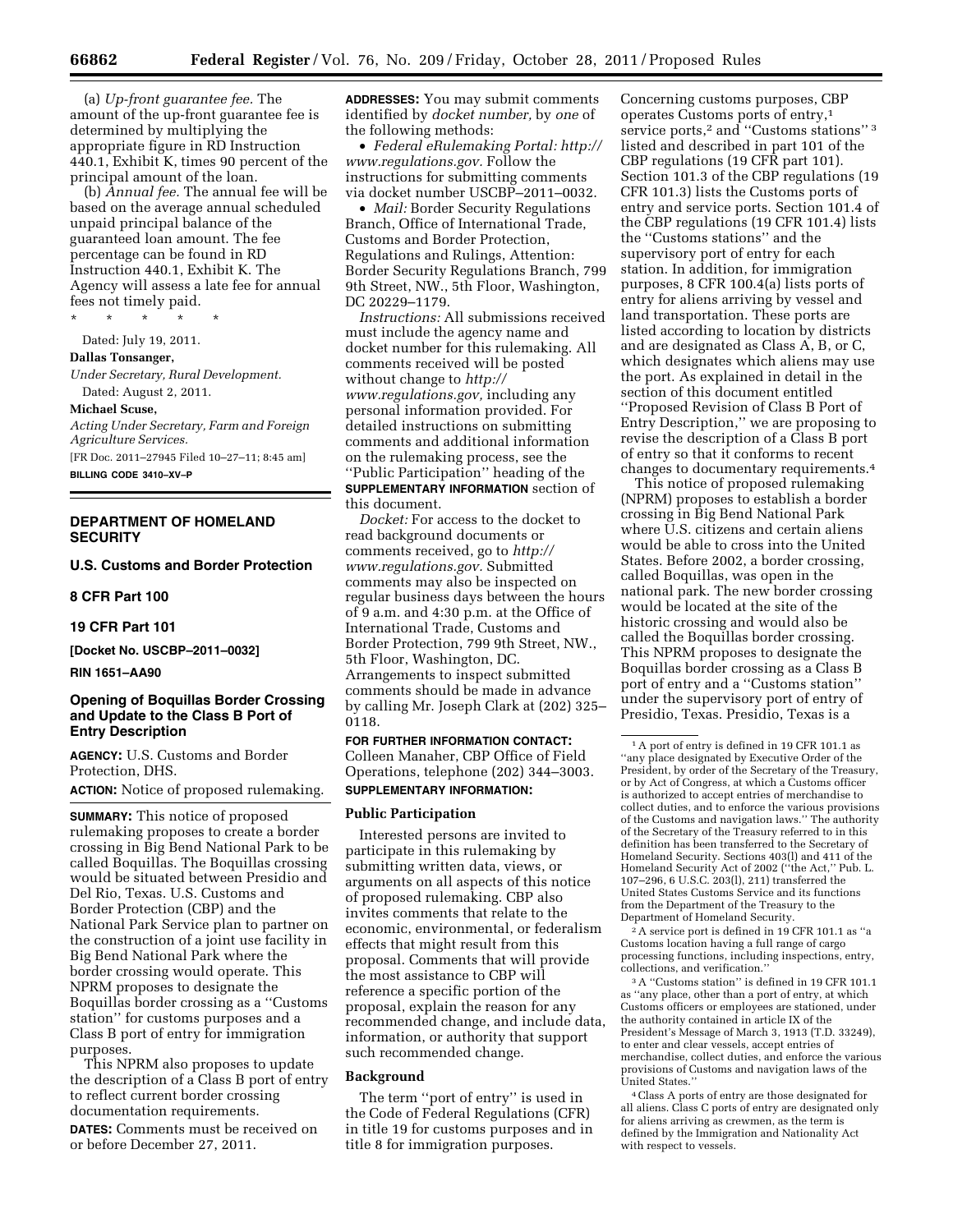(a) *Up-front guarantee fee.* The amount of the up-front guarantee fee is determined by multiplying the appropriate figure in RD Instruction 440.1, Exhibit K, times 90 percent of the principal amount of the loan.

(b) *Annual fee.* The annual fee will be based on the average annual scheduled unpaid principal balance of the guaranteed loan amount. The fee percentage can be found in RD Instruction 440.1, Exhibit K. The Agency will assess a late fee for annual fees not timely paid.

\* \* \* \* \*

Dated: July 19, 2011.

**Dallas Tonsanger,**

*Under Secretary, Rural Development.*

Dated: August 2, 2011.

**Michael Scuse,**

*Acting Under Secretary, Farm and Foreign Agriculture Services.*

[FR Doc. 2011–27945 Filed 10–27–11; 8:45 am]

**BILLING CODE 3410–XV–P**

---

## DEPARTMENT OF HOMELAND SECURITY

### U.S. Customs and Border Protection

### 8 CFR Part 100

### 19 CFR Part 101

**[Docket No. USCBP–2011–0032]**

**RIN 1651–AA90**

## Opening of Boquillas Border Crossing and Update to the Class B Port of Entry Description

**AGENCY:** U.S. Customs and Border Protection, DHS.

**ACTION:** Notice of proposed rulemaking.

**SUMMARY:** This notice of proposed rulemaking proposes to create a border crossing in Big Bend National Park to be called Boquillas. The Boquillas crossing would be situated between Presidio and Del Rio, Texas. U.S. Customs and Border Protection (CBP) and the National Park Service plan to partner on the construction of a joint use facility in Big Bend National Park where the border crossing would operate. This NPRM proposes to designate the Boquillas border crossing as a ''Customs station'' for customs purposes and a Class B port of entry for immigration purposes.

This NPRM also proposes to update the description of a Class B port of entry to reflect current border crossing documentation requirements.

**DATES:** Comments must be received on or before December 27, 2011.

**ADDRESSES:** You may submit comments identified by *docket number,* by *one* of the following methods:

- *Federal eRulemaking Portal: http://www.regulations.gov.* Follow the instructions for submitting comments via docket number USCBP–2011–0032.
- *Mail:* Border Security Regulations Branch, Office of International Trade, Customs and Border Protection, Regulations and Rulings, Attention: Border Security Regulations Branch, 799 9th Street, NW., 5th Floor, Washington, DC 20229–1179.

*Instructions:* All submissions received must include the agency name and docket number for this rulemaking. All comments received will be posted without change to *http://www.regulations.gov,* including any personal information provided. For detailed instructions on submitting comments and additional information on the rulemaking process, see the ''Public Participation'' heading of the **SUPPLEMENTARY INFORMATION** section of this document.

*Docket:* For access to the docket to read background documents or comments received, go to *http://www.regulations.gov.* Submitted comments may also be inspected on regular business days between the hours of 9 a.m. and 4:30 p.m. at the Office of International Trade, Customs and Border Protection, 799 9th Street, NW., 5th Floor, Washington, DC. Arrangements to inspect submitted comments should be made in advance by calling Mr. Joseph Clark at (202) 325–0118.

**FOR FURTHER INFORMATION CONTACT:** Colleen Manaher, CBP Office of Field Operations, telephone (202) 344–3003.

**SUPPLEMENTARY INFORMATION:**

### Public Participation

Interested persons are invited to participate in this rulemaking by submitting written data, views, or arguments on all aspects of this notice of proposed rulemaking. CBP also invites comments that relate to the economic, environmental, or federalism effects that might result from this proposal. Comments that will provide the most assistance to CBP will reference a specific portion of the proposal, explain the reason for any recommended change, and include data, information, or authority that support such recommended change.

### Background

The term ''port of entry'' is used in the Code of Federal Regulations (CFR) in title 19 for customs purposes and in title 8 for immigration purposes. Concerning customs purposes, CBP operates Customs ports of entry,[1] service ports,[2] and ''Customs stations''[3] listed and described in part 101 of the CBP regulations (19 CFR part 101). Section 101.3 of the CBP regulations (19 CFR 101.3) lists the Customs ports of entry and service ports. Section 101.4 of the CBP regulations (19 CFR 101.4) lists the ''Customs stations'' and the supervisory port of entry for each station. In addition, for immigration purposes, 8 CFR 100.4(a) lists ports of entry for aliens arriving by vessel and land transportation. These ports are listed according to location by districts and are designated as Class A, B, or C, which designates which aliens may use the port. As explained in detail in the section of this document entitled ''Proposed Revision of Class B Port of Entry Description,'' we are proposing to revise the description of a Class B port of entry so that it conforms to recent changes to documentary requirements.[4]

This notice of proposed rulemaking (NPRM) proposes to establish a border crossing in Big Bend National Park where U.S. citizens and certain aliens would be able to cross into the United States. Before 2002, a border crossing, called Boquillas, was open in the national park. The new border crossing would be located at the site of the historic crossing and would also be called the Boquillas border crossing. This NPRM proposes to designate the Boquillas border crossing as a Class B port of entry and a ''Customs station'' under the supervisory port of entry of Presidio, Texas. Presidio, Texas is a

---

[1] A port of entry is defined in 19 CFR 101.1 as ''any place designated by Executive Order of the President, by order of the Secretary of the Treasury, or by Act of Congress, at which a Customs officer is authorized to accept entries of merchandise to collect duties, and to enforce the various provisions of the Customs and navigation laws.'' The authority of the Secretary of the Treasury referred to in this definition has been transferred to the Secretary of Homeland Security. Sections 403(l) and 411 of the Homeland Security Act of 2002 (''the Act,'' Pub. L. 107–296, 6 U.S.C. 203(l), 211) transferred the United States Customs Service and its functions from the Department of the Treasury to the Department of Homeland Security.

[2] A service port is defined in 19 CFR 101.1 as ''a Customs location having a full range of cargo processing functions, including inspections, entry, collections, and verification.''

[3] A ''Customs station'' is defined in 19 CFR 101.1 as ''any place, other than a port of entry, at which Customs officers or employees are stationed, under the authority contained in article IX of the President's Message of March 3, 1913 (T.D. 33249), to enter and clear vessels, accept entries of merchandise, collect duties, and enforce the various provisions of Customs and navigation laws of the United States.''

[4] Class A ports of entry are those designated for all aliens. Class C ports of entry are designated only for aliens arriving as crewmen, as the term is defined by the Immigration and Nationality Act with respect to vessels.